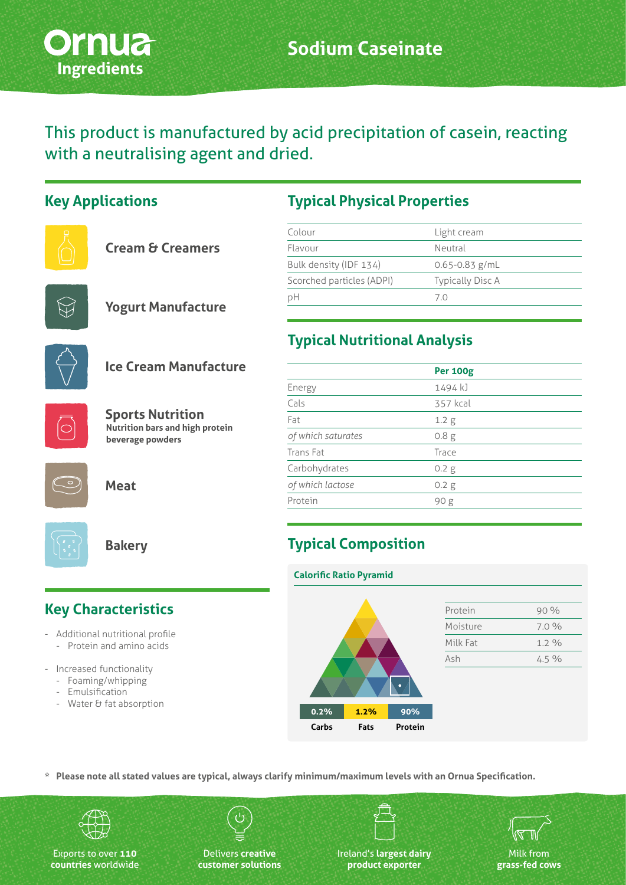Ornua Ingredients

# Sodium Caseinate

This product is manufactured by acid precipitation of casein, reacting with a neutralising agent and dried.

## Key Applications

- **Cream & Creamers**
- **Yogurt Manufacture**
- **Ice Cream Manufacture**
- **Sports Nutrition**
  **Nutrition bars and high protein beverage powders**
- **Meat**
- **Bakery**

## Key Characteristics

- Additional nutritional profile
  - Protein and amino acids
- Increased functionality
  - Foaming/whipping
  - Emulsification
  - Water & fat absorption

## Typical Physical Properties

| | |
|---|---|
| Colour | Light cream |
| Flavour | Neutral |
| Bulk density (IDF 134) | 0.65-0.83 g/mL |
| Scorched particles (ADPI) | Typically Disc A |
| pH | 7.0 |

## Typical Nutritional Analysis

| | **Per 100g** |
|---|---|
| Energy | 1494 kJ |
| Cals | 357 kcal |
| Fat | 1.2 g |
| *of which saturates* | 0.8 g |
| Trans Fat | Trace |
| Carbohydrates | 0.2 g |
| *of which lactose* | 0.2 g |
| Protein | 90 g |

## Typical Composition

**Calorific Ratio Pyramid**

| 0.2% | 1.2% | 90% |
|---|---|---|
| **Carbs** | **Fats** | **Protein** |

| | |
|---|---|
| Protein | 90 % |
| Moisture | 7.0 % |
| Milk Fat | 1.2 % |
| Ash | 4.5 % |

\* **Please note all stated values are typical, always clarify minimum/maximum levels with an Ornua Specification.**

Exports to over **110 countries** worldwide

Delivers **creative customer solutions**

Ireland's **largest dairy product exporter**

Milk from **grass-fed cows**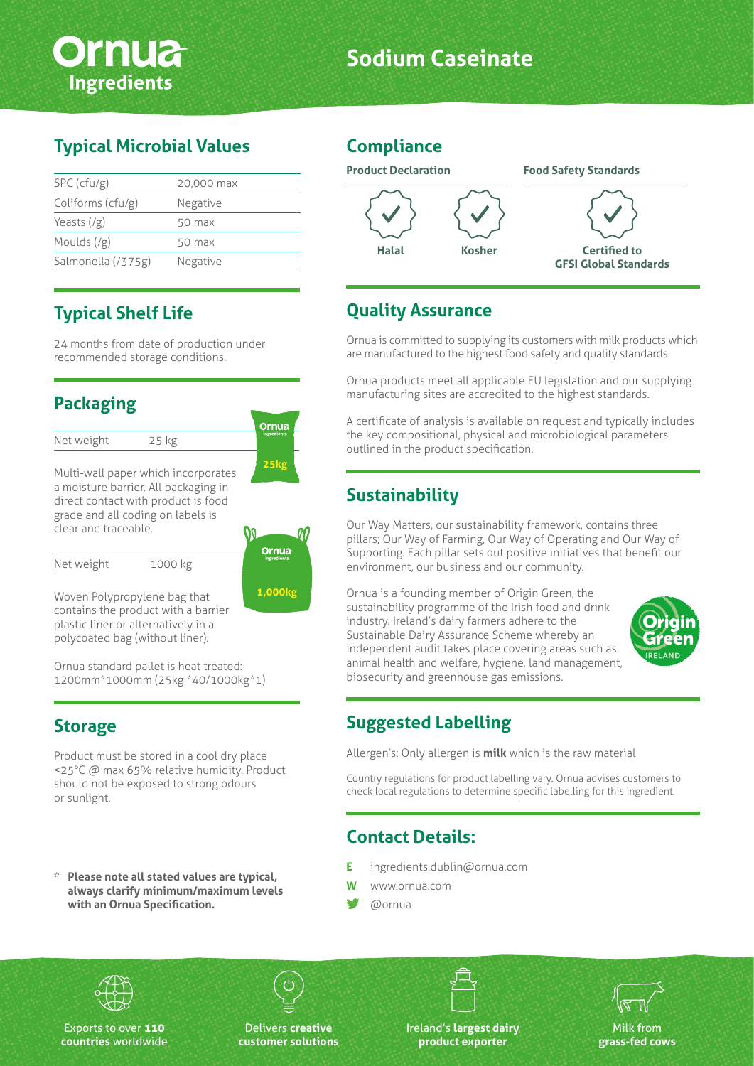# Sodium Caseinate

## Typical Microbial Values

| | |
|---|---|
| SPC (cfu/g) | 20,000 max |
| Coliforms (cfu/g) | Negative |
| Yeasts (/g) | 50 max |
| Moulds (/g) | 50 max |
| Salmonella (/375g) | Negative |

## Typical Shelf Life

24 months from date of production under recommended storage conditions.

## Packaging

| | |
|---|---|
| Net weight | 25 kg |

Multi-wall paper which incorporates a moisture barrier. All packaging in direct contact with product is food grade and all coding on labels is clear and traceable.

| | |
|---|---|
| Net weight | 1000 kg |

Woven Polypropylene bag that contains the product with a barrier plastic liner or alternatively in a polycoated bag (without liner).

Ornua standard pallet is heat treated: 1200mm*1000mm (25kg *40/1000kg*1)

## Storage

Product must be stored in a cool dry place <25°C @ max 65% relative humidity. Product should not be exposed to strong odours or sunlight.

* **Please note all stated values are typical, always clarify minimum/maximum levels with an Ornua Specification.**

## Compliance

**Product Declaration**

- Halal
- Kosher

**Food Safety Standards**

- Certified to GFSI Global Standards

## Quality Assurance

Ornua is committed to supplying its customers with milk products which are manufactured to the highest food safety and quality standards.

Ornua products meet all applicable EU legislation and our supplying manufacturing sites are accredited to the highest standards.

A certificate of analysis is available on request and typically includes the key compositional, physical and microbiological parameters outlined in the product specification.

## Sustainability

Our Way Matters, our sustainability framework, contains three pillars; Our Way of Farming, Our Way of Operating and Our Way of Supporting. Each pillar sets out positive initiatives that benefit our environment, our business and our community.

Ornua is a founding member of Origin Green, the sustainability programme of the Irish food and drink industry. Ireland's dairy farmers adhere to the Sustainable Dairy Assurance Scheme whereby an independent audit takes place covering areas such as animal health and welfare, hygiene, land management, biosecurity and greenhouse gas emissions.

## Suggested Labelling

Allergen's: Only allergen is **milk** which is the raw material

Country regulations for product labelling vary. Ornua advises customers to check local regulations to determine specific labelling for this ingredient.

## Contact Details:

- **E** ingredients.dublin@ornua.com
- **W** www.ornua.com
- @ornua

Exports to over **110 countries** worldwide

Delivers **creative customer solutions**

Ireland's **largest dairy product exporter**

Milk from **grass-fed cows**